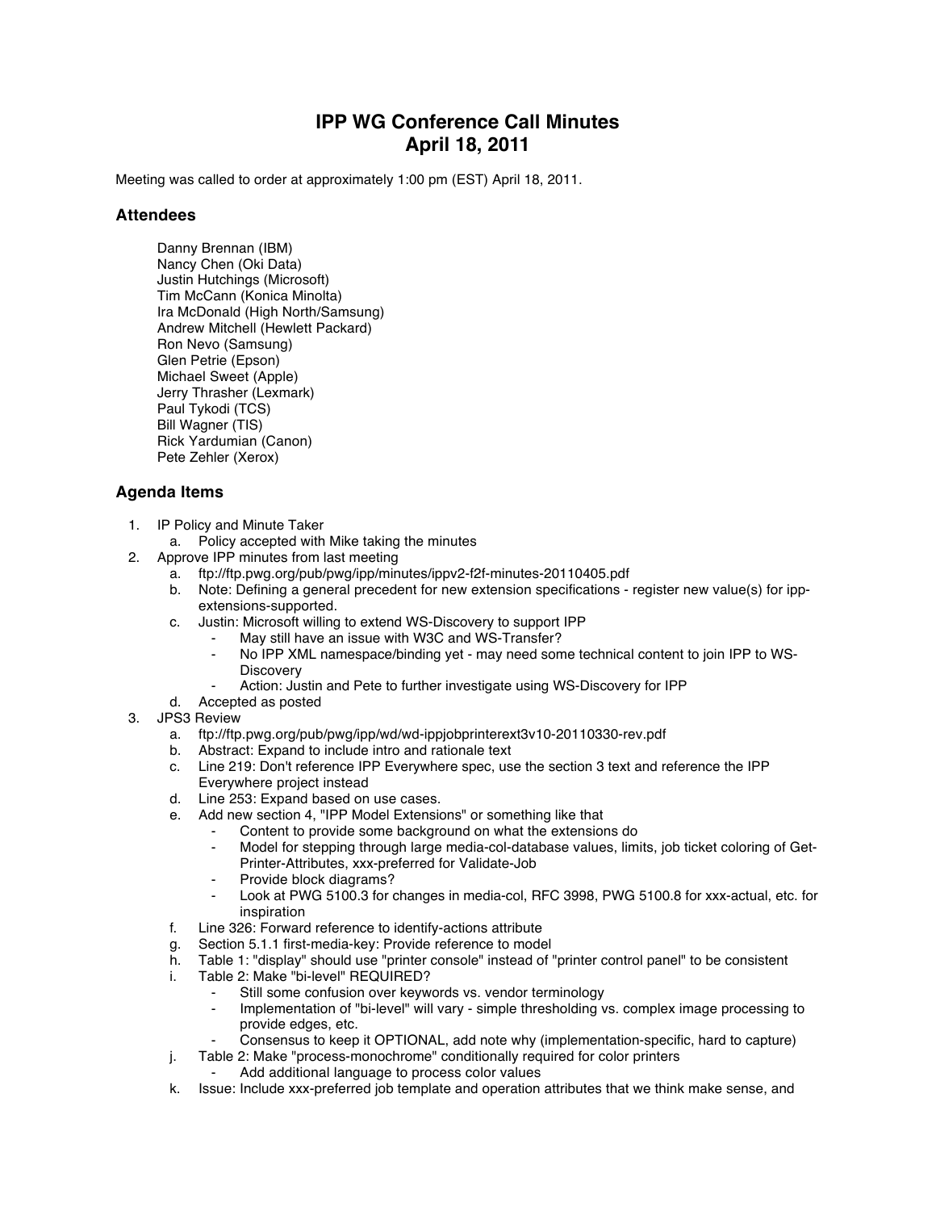# IPP WG Conference Call Minutes
# April 18, 2011

Meeting was called to order at approximately 1:00 pm (EST) April 18, 2011.

## Attendees

Danny Brennan (IBM)
Nancy Chen (Oki Data)
Justin Hutchings (Microsoft)
Tim McCann (Konica Minolta)
Ira McDonald (High North/Samsung)
Andrew Mitchell (Hewlett Packard)
Ron Nevo (Samsung)
Glen Petrie (Epson)
Michael Sweet (Apple)
Jerry Thrasher (Lexmark)
Paul Tykodi (TCS)
Bill Wagner (TIS)
Rick Yardumian (Canon)
Pete Zehler (Xerox)

## Agenda Items

1. IP Policy and Minute Taker
   a. Policy accepted with Mike taking the minutes
2. Approve IPP minutes from last meeting
   a. ftp://ftp.pwg.org/pub/pwg/ipp/minutes/ippv2-f2f-minutes-20110405.pdf
   b. Note: Defining a general precedent for new extension specifications - register new value(s) for ipp-extensions-supported.
   c. Justin: Microsoft willing to extend WS-Discovery to support IPP
      - May still have an issue with W3C and WS-Transfer?
      - No IPP XML namespace/binding yet - may need some technical content to join IPP to WS-Discovery
      - Action: Justin and Pete to further investigate using WS-Discovery for IPP
   d. Accepted as posted
3. JPS3 Review
   a. ftp://ftp.pwg.org/pub/pwg/ipp/wd/wd-ippjobprinterext3v10-20110330-rev.pdf
   b. Abstract: Expand to include intro and rationale text
   c. Line 219: Don't reference IPP Everywhere spec, use the section 3 text and reference the IPP Everywhere project instead
   d. Line 253: Expand based on use cases.
   e. Add new section 4, "IPP Model Extensions" or something like that
      - Content to provide some background on what the extensions do
      - Model for stepping through large media-col-database values, limits, job ticket coloring of Get-Printer-Attributes, xxx-preferred for Validate-Job
      - Provide block diagrams?
      - Look at PWG 5100.3 for changes in media-col, RFC 3998, PWG 5100.8 for xxx-actual, etc. for inspiration
   f. Line 326: Forward reference to identify-actions attribute
   g. Section 5.1.1 first-media-key: Provide reference to model
   h. Table 1: "display" should use "printer console" instead of "printer control panel" to be consistent
   i. Table 2: Make "bi-level" REQUIRED?
      - Still some confusion over keywords vs. vendor terminology
      - Implementation of "bi-level" will vary - simple thresholding vs. complex image processing to provide edges, etc.
      - Consensus to keep it OPTIONAL, add note why (implementation-specific, hard to capture)
   j. Table 2: Make "process-monochrome" conditionally required for color printers
      - Add additional language to process color values
   k. Issue: Include xxx-preferred job template and operation attributes that we think make sense, and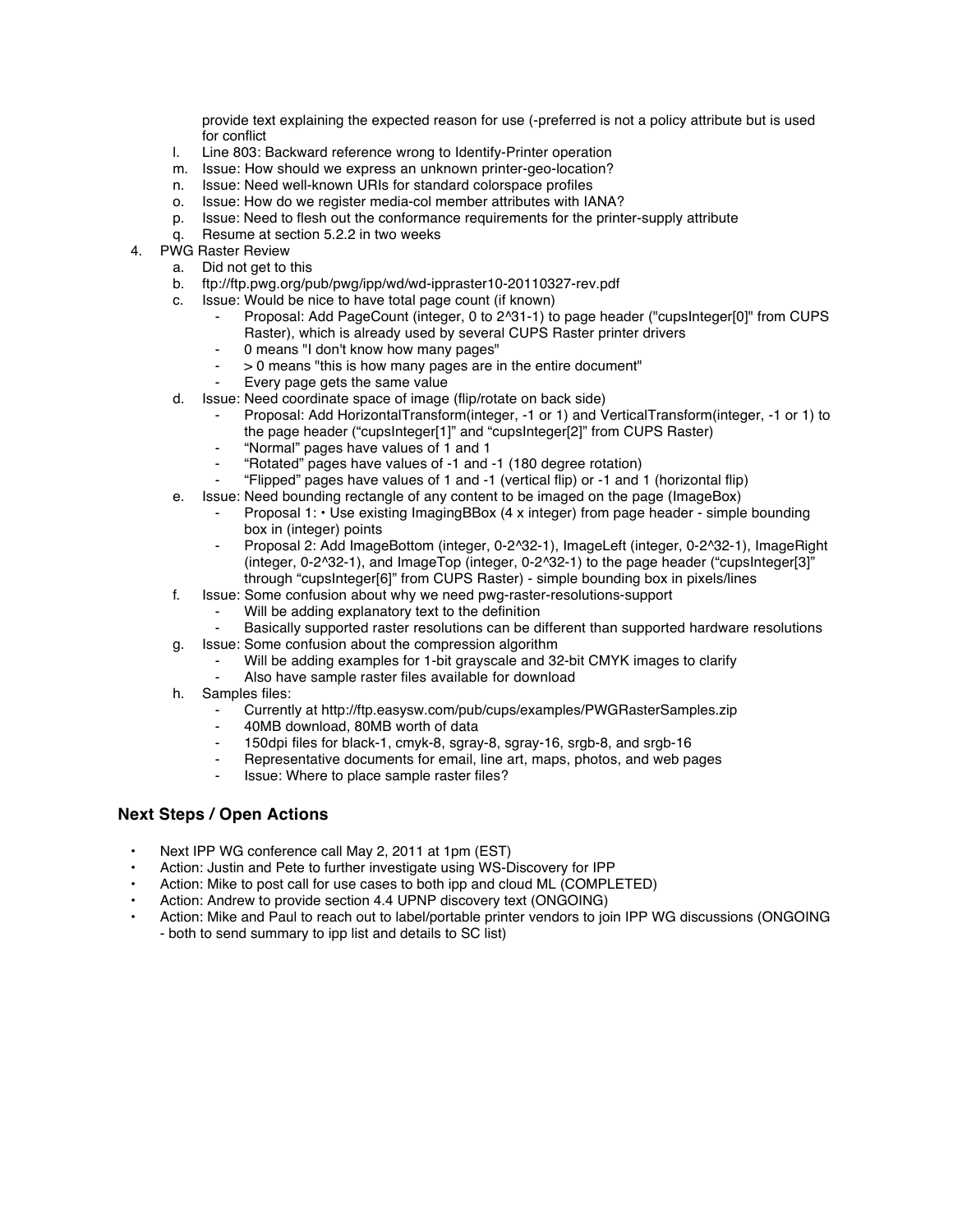provide text explaining the expected reason for use (-preferred is not a policy attribute but is used for conflict

l. Line 803: Backward reference wrong to Identify-Printer operation
m. Issue: How should we express an unknown printer-geo-location?
n. Issue: Need well-known URIs for standard colorspace profiles
o. Issue: How do we register media-col member attributes with IANA?
p. Issue: Need to flesh out the conformance requirements for the printer-supply attribute
q. Resume at section 5.2.2 in two weeks

4. PWG Raster Review
   a. Did not get to this
   b. ftp://ftp.pwg.org/pub/pwg/ipp/wd/wd-ippraster10-20110327-rev.pdf
   c. Issue: Would be nice to have total page count (if known)
      - Proposal: Add PageCount (integer, 0 to 2^31-1) to page header ("cupsInteger[0]" from CUPS Raster), which is already used by several CUPS Raster printer drivers
      - 0 means "I don't know how many pages"
      - > 0 means "this is how many pages are in the entire document"
      - Every page gets the same value
   d. Issue: Need coordinate space of image (flip/rotate on back side)
      - Proposal: Add HorizontalTransform(integer, -1 or 1) and VerticalTransform(integer, -1 or 1) to the page header ("cupsInteger[1]" and "cupsInteger[2]" from CUPS Raster)
      - "Normal" pages have values of 1 and 1
      - "Rotated" pages have values of -1 and -1 (180 degree rotation)
      - "Flipped" pages have values of 1 and -1 (vertical flip) or -1 and 1 (horizontal flip)
   e. Issue: Need bounding rectangle of any content to be imaged on the page (ImageBox)
      - Proposal 1: • Use existing ImagingBBox (4 x integer) from page header - simple bounding box in (integer) points
      - Proposal 2: Add ImageBottom (integer, 0-2^32-1), ImageLeft (integer, 0-2^32-1), ImageRight (integer, 0-2^32-1), and ImageTop (integer, 0-2^32-1) to the page header ("cupsInteger[3]" through "cupsInteger[6]" from CUPS Raster) - simple bounding box in pixels/lines
   f. Issue: Some confusion about why we need pwg-raster-resolutions-support
      - Will be adding explanatory text to the definition
      - Basically supported raster resolutions can be different than supported hardware resolutions
   g. Issue: Some confusion about the compression algorithm
      - Will be adding examples for 1-bit grayscale and 32-bit CMYK images to clarify
      - Also have sample raster files available for download
   h. Samples files:
      - Currently at http://ftp.easysw.com/pub/cups/examples/PWGRasterSamples.zip
      - 40MB download, 80MB worth of data
      - 150dpi files for black-1, cmyk-8, sgray-8, sgray-16, srgb-8, and srgb-16
      - Representative documents for email, line art, maps, photos, and web pages
      - Issue: Where to place sample raster files?

## Next Steps / Open Actions

- Next IPP WG conference call May 2, 2011 at 1pm (EST)
- Action: Justin and Pete to further investigate using WS-Discovery for IPP
- Action: Mike to post call for use cases to both ipp and cloud ML (COMPLETED)
- Action: Andrew to provide section 4.4 UPNP discovery text (ONGOING)
- Action: Mike and Paul to reach out to label/portable printer vendors to join IPP WG discussions (ONGOING - both to send summary to ipp list and details to SC list)